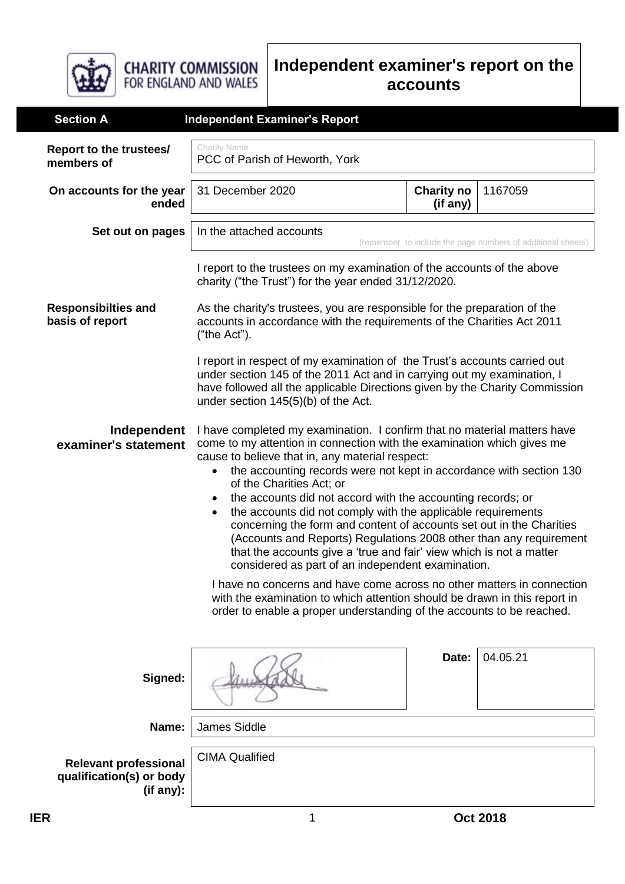CHARITY COMMISSION FOR ENGLAND AND WALES

# Independent examiner's report on the accounts

## Section A Independent Examiner's Report

| | | | |
|---|---|---|---|
| **Report to the trustees/ members of** | Charity Name: PCC of Parish of Heworth, York | | |
| **On accounts for the year ended** | 31 December 2020 | **Charity no (if any)** | 1167059 |
| **Set out on pages** | In the attached accounts (remember to include the page numbers of additional sheets) | | |

I report to the trustees on my examination of the accounts of the above charity ("the Trust") for the year ended 31/12/2020.

**Responsibilties and basis of report**

As the charity's trustees, you are responsible for the preparation of the accounts in accordance with the requirements of the Charities Act 2011 ("the Act").

I report in respect of my examination of the Trust's accounts carried out under section 145 of the 2011 Act and in carrying out my examination, I have followed all the applicable Directions given by the Charity Commission under section 145(5)(b) of the Act.

**Independent examiner's statement**

I have completed my examination. I confirm that no material matters have come to my attention in connection with the examination which gives me cause to believe that in, any material respect:

- the accounting records were not kept in accordance with section 130 of the Charities Act; or
- the accounts did not accord with the accounting records; or
- the accounts did not comply with the applicable requirements concerning the form and content of accounts set out in the Charities (Accounts and Reports) Regulations 2008 other than any requirement that the accounts give a 'true and fair' view which is not a matter considered as part of an independent examination.

I have no concerns and have come across no other matters in connection with the examination to which attention should be drawn in this report in order to enable a proper understanding of the accounts to be reached.

| | | | |
|---|---|---|---|
| **Signed:** | [Signature] | **Date:** | 04.05.21 |
| **Name:** | James Siddle | | |
| **Relevant professional qualification(s) or body (if any):** | CIMA Qualified | | |

IER Oct 2018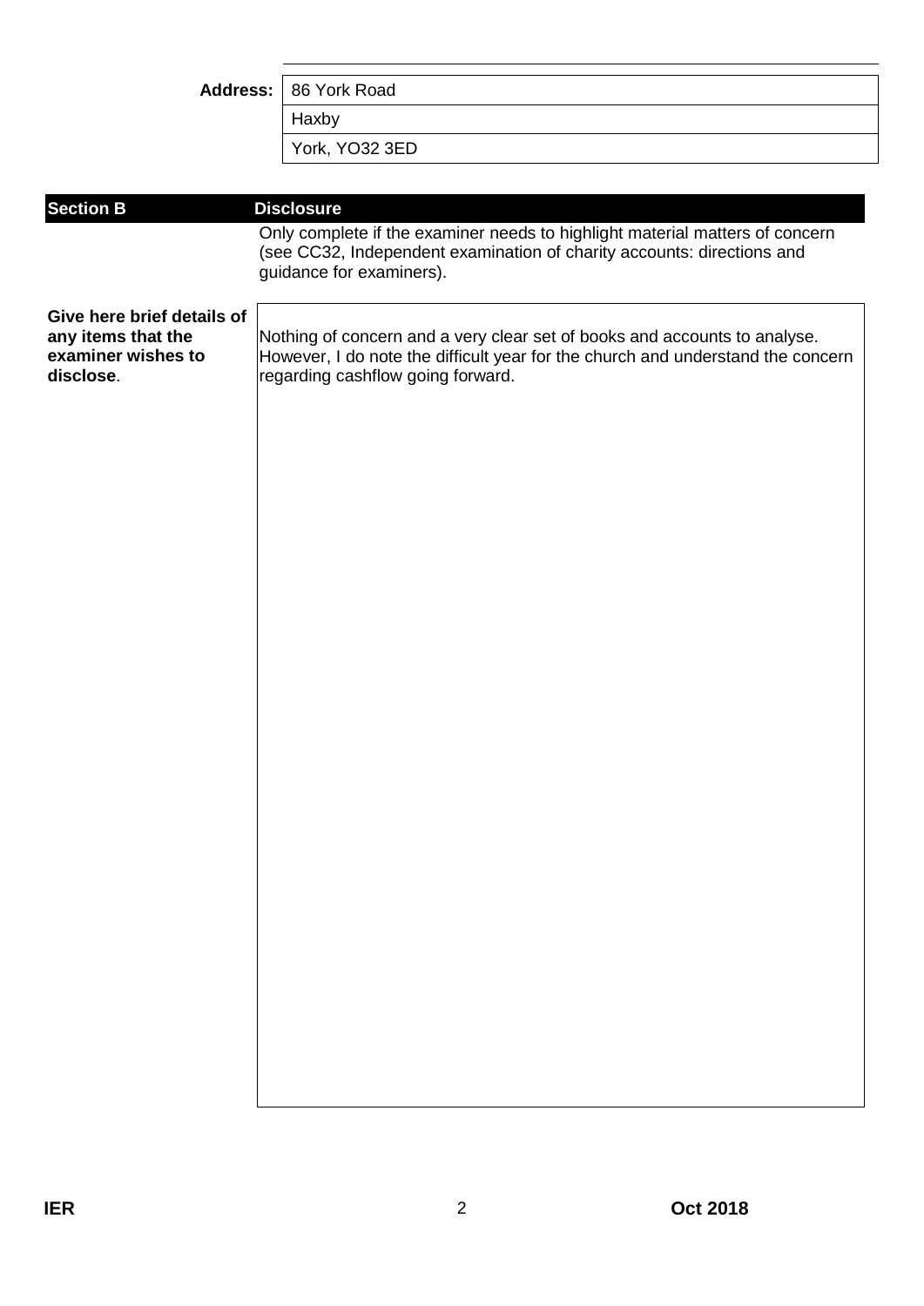**Address:** 86 York Road
Haxby
York, YO32 3ED

| Section B | Disclosure |
| --- | --- |
| | Only complete if the examiner needs to highlight material matters of concern (see CC32, Independent examination of charity accounts: directions and guidance for examiners). |
| **Give here brief details of any items that the examiner wishes to disclose**. | Nothing of concern and a very clear set of books and accounts to analyse. However, I do note the difficult year for the church and understand the concern regarding cashflow going forward. |

**IER** **Oct 2018**